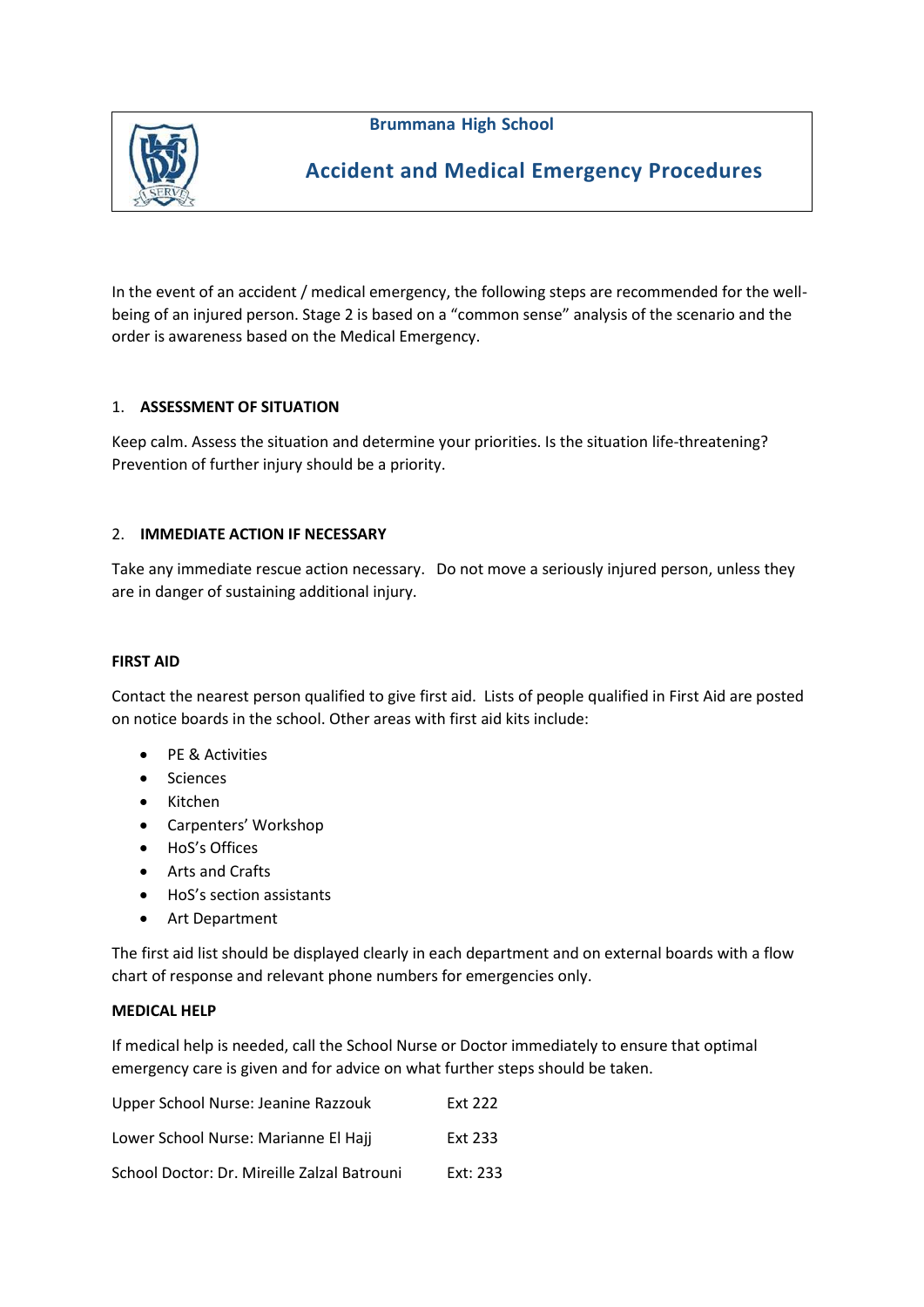**Brummana High School**

# Accident and Medical Emergency Procedures

In the event of an accident / medical emergency, the following steps are recommended for the well-being of an injured person. Stage 2 is based on a "common sense" analysis of the scenario and the order is awareness based on the Medical Emergency.

1. **ASSESSMENT OF SITUATION**

Keep calm. Assess the situation and determine your priorities. Is the situation life-threatening? Prevention of further injury should be a priority.

2. **IMMEDIATE ACTION IF NECESSARY**

Take any immediate rescue action necessary. Do not move a seriously injured person, unless they are in danger of sustaining additional injury.

**FIRST AID**

Contact the nearest person qualified to give first aid. Lists of people qualified in First Aid are posted on notice boards in the school. Other areas with first aid kits include:

- PE & Activities
- Sciences
- Kitchen
- Carpenters' Workshop
- HoS's Offices
- Arts and Crafts
- HoS's section assistants
- Art Department

The first aid list should be displayed clearly in each department and on external boards with a flow chart of response and relevant phone numbers for emergencies only.

**MEDICAL HELP**

If medical help is needed, call the School Nurse or Doctor immediately to ensure that optimal emergency care is given and for advice on what further steps should be taken.

| | |
|---|---|
| Upper School Nurse: Jeanine Razzouk | Ext 222 |
| Lower School Nurse: Marianne El Hajj | Ext 233 |
| School Doctor: Dr. Mireille Zalzal Batrouni | Ext: 233 |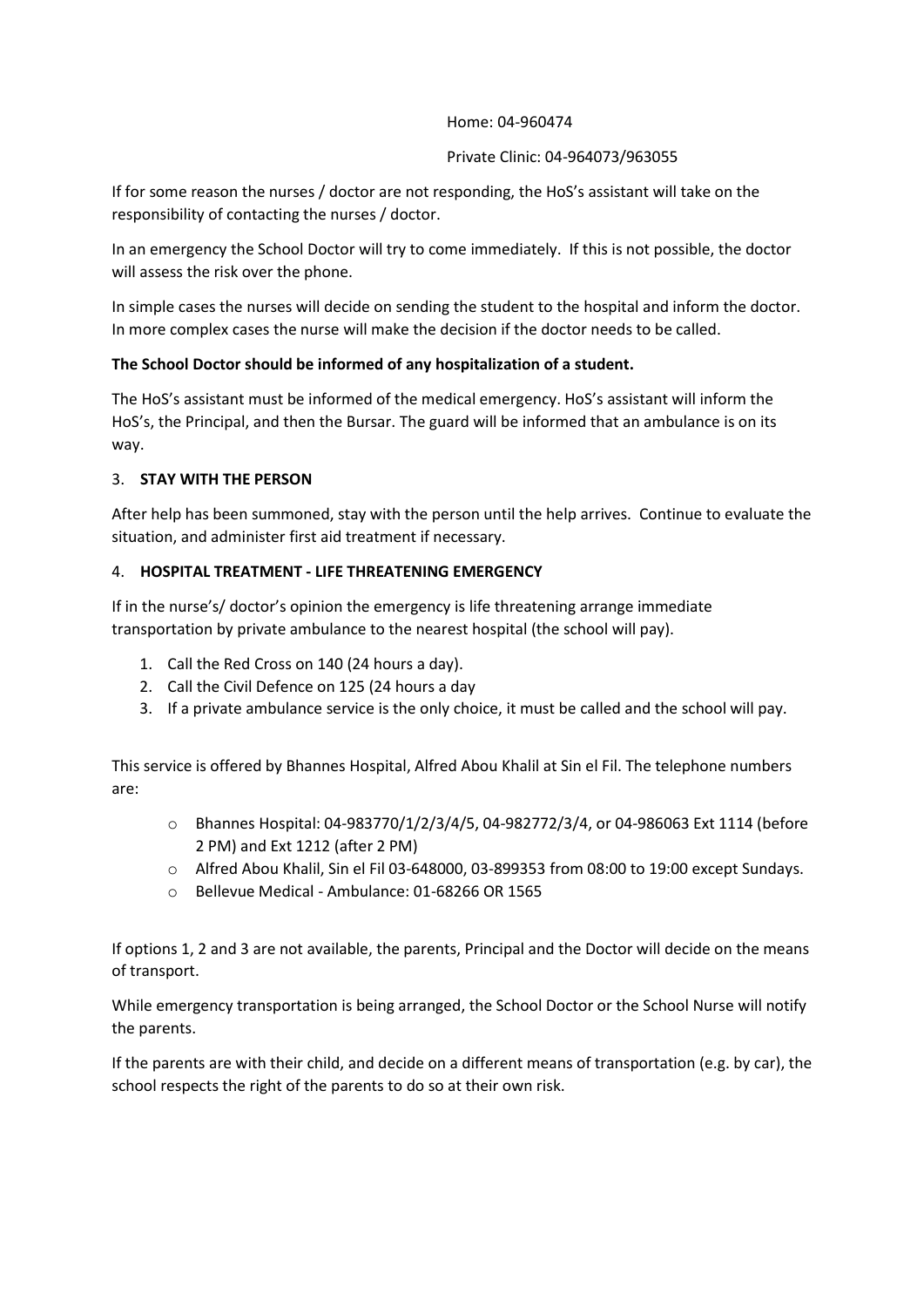Home: 04-960474

Private Clinic: 04-964073/963055

If for some reason the nurses / doctor are not responding, the HoS's assistant will take on the responsibility of contacting the nurses / doctor.

In an emergency the School Doctor will try to come immediately. If this is not possible, the doctor will assess the risk over the phone.

In simple cases the nurses will decide on sending the student to the hospital and inform the doctor. In more complex cases the nurse will make the decision if the doctor needs to be called.

**The School Doctor should be informed of any hospitalization of a student.**

The HoS's assistant must be informed of the medical emergency. HoS's assistant will inform the HoS's, the Principal, and then the Bursar. The guard will be informed that an ambulance is on its way.

3. **STAY WITH THE PERSON**

After help has been summoned, stay with the person until the help arrives. Continue to evaluate the situation, and administer first aid treatment if necessary.

4. **HOSPITAL TREATMENT - LIFE THREATENING EMERGENCY**

If in the nurse's/ doctor's opinion the emergency is life threatening arrange immediate transportation by private ambulance to the nearest hospital (the school will pay).

1. Call the Red Cross on 140 (24 hours a day).
2. Call the Civil Defence on 125 (24 hours a day
3. If a private ambulance service is the only choice, it must be called and the school will pay.

This service is offered by Bhannes Hospital, Alfred Abou Khalil at Sin el Fil. The telephone numbers are:

- Bhannes Hospital: 04-983770/1/2/3/4/5, 04-982772/3/4, or 04-986063 Ext 1114 (before 2 PM) and Ext 1212 (after 2 PM)
- Alfred Abou Khalil, Sin el Fil 03-648000, 03-899353 from 08:00 to 19:00 except Sundays.
- Bellevue Medical - Ambulance: 01-68266 OR 1565

If options 1, 2 and 3 are not available, the parents, Principal and the Doctor will decide on the means of transport.

While emergency transportation is being arranged, the School Doctor or the School Nurse will notify the parents.

If the parents are with their child, and decide on a different means of transportation (e.g. by car), the school respects the right of the parents to do so at their own risk.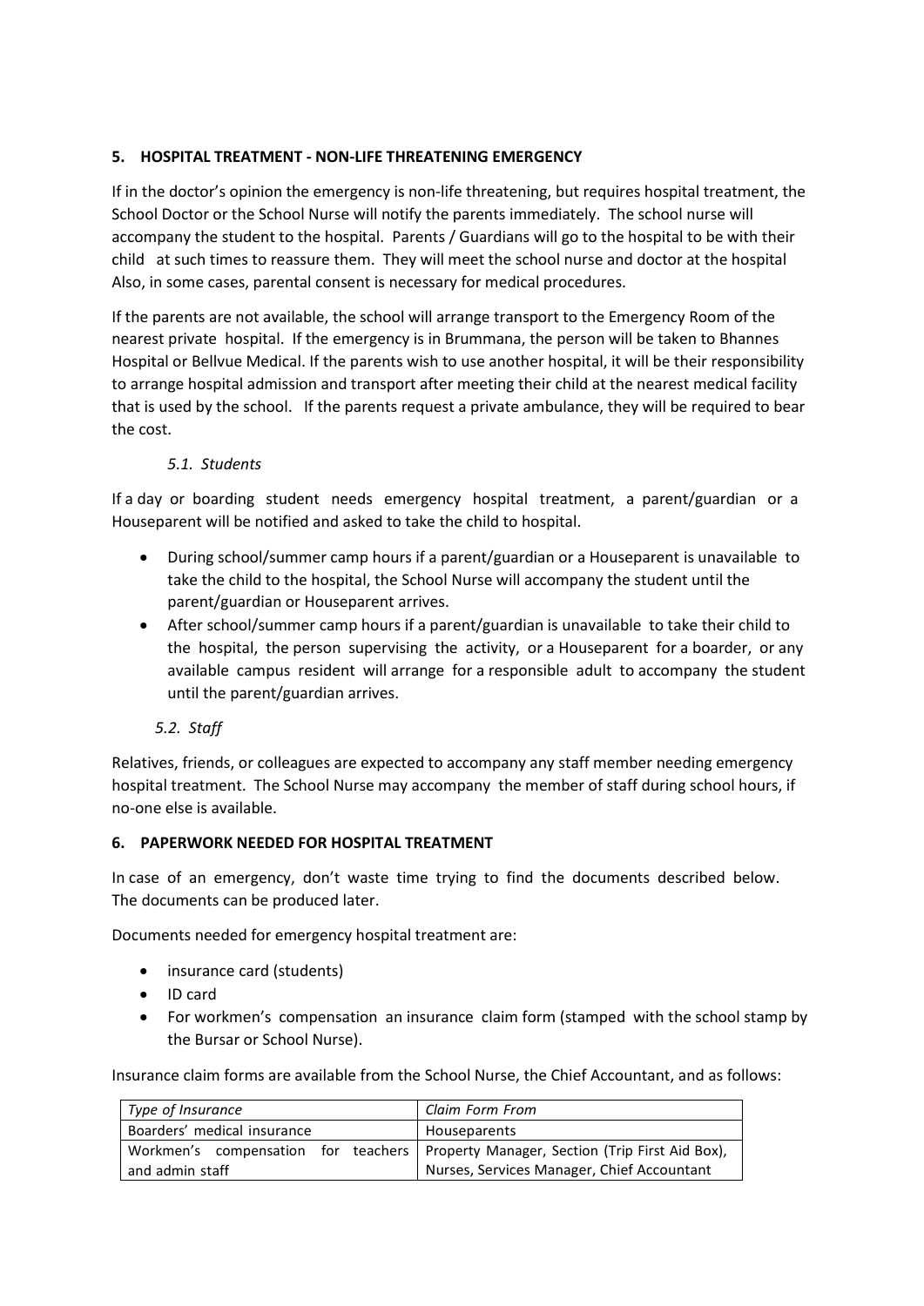## 5. HOSPITAL TREATMENT - NON-LIFE THREATENING EMERGENCY

If in the doctor's opinion the emergency is non-life threatening, but requires hospital treatment, the School Doctor or the School Nurse will notify the parents immediately. The school nurse will accompany the student to the hospital. Parents / Guardians will go to the hospital to be with their child at such times to reassure them. They will meet the school nurse and doctor at the hospital Also, in some cases, parental consent is necessary for medical procedures.

If the parents are not available, the school will arrange transport to the Emergency Room of the nearest private hospital. If the emergency is in Brummana, the person will be taken to Bhannes Hospital or Bellvue Medical. If the parents wish to use another hospital, it will be their responsibility to arrange hospital admission and transport after meeting their child at the nearest medical facility that is used by the school. If the parents request a private ambulance, they will be required to bear the cost.

### *5.1. Students*

If a day or boarding student needs emergency hospital treatment, a parent/guardian or a Houseparent will be notified and asked to take the child to hospital.

- During school/summer camp hours if a parent/guardian or a Houseparent is unavailable to take the child to the hospital, the School Nurse will accompany the student until the parent/guardian or Houseparent arrives.
- After school/summer camp hours if a parent/guardian is unavailable to take their child to the hospital, the person supervising the activity, or a Houseparent for a boarder, or any available campus resident will arrange for a responsible adult to accompany the student until the parent/guardian arrives.

### *5.2. Staff*

Relatives, friends, or colleagues are expected to accompany any staff member needing emergency hospital treatment. The School Nurse may accompany the member of staff during school hours, if no-one else is available.

## 6. PAPERWORK NEEDED FOR HOSPITAL TREATMENT

In case of an emergency, don't waste time trying to find the documents described below. The documents can be produced later.

Documents needed for emergency hospital treatment are:

- insurance card (students)
- ID card
- For workmen's compensation an insurance claim form (stamped with the school stamp by the Bursar or School Nurse).

Insurance claim forms are available from the School Nurse, the Chief Accountant, and as follows:

| *Type of Insurance* | *Claim Form From* |
|---|---|
| Boarders' medical insurance | Houseparents |
| Workmen's compensation for teachers and admin staff | Property Manager, Section (Trip First Aid Box), Nurses, Services Manager, Chief Accountant |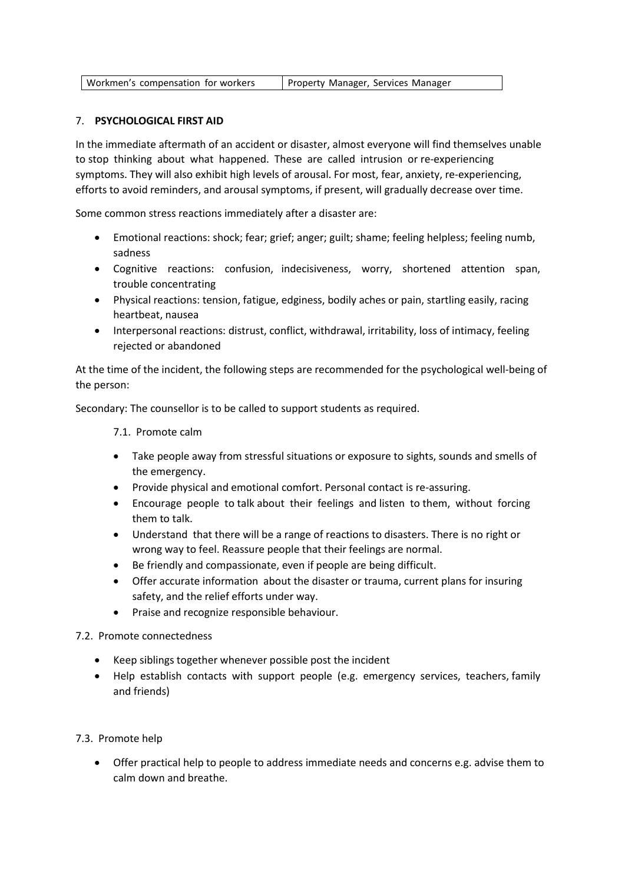| Workmen's compensation for workers | Property Manager, Services Manager |
|---|---|

## 7. PSYCHOLOGICAL FIRST AID

In the immediate aftermath of an accident or disaster, almost everyone will find themselves unable to stop thinking about what happened. These are called intrusion or re-experiencing symptoms. They will also exhibit high levels of arousal. For most, fear, anxiety, re-experiencing, efforts to avoid reminders, and arousal symptoms, if present, will gradually decrease over time.

Some common stress reactions immediately after a disaster are:

- Emotional reactions: shock; fear; grief; anger; guilt; shame; feeling helpless; feeling numb, sadness
- Cognitive reactions: confusion, indecisiveness, worry, shortened attention span, trouble concentrating
- Physical reactions: tension, fatigue, edginess, bodily aches or pain, startling easily, racing heartbeat, nausea
- Interpersonal reactions: distrust, conflict, withdrawal, irritability, loss of intimacy, feeling rejected or abandoned

At the time of the incident, the following steps are recommended for the psychological well-being of the person:

Secondary: The counsellor is to be called to support students as required.

### 7.1. Promote calm

- Take people away from stressful situations or exposure to sights, sounds and smells of the emergency.
- Provide physical and emotional comfort. Personal contact is re-assuring.
- Encourage people to talk about their feelings and listen to them, without forcing them to talk.
- Understand that there will be a range of reactions to disasters. There is no right or wrong way to feel. Reassure people that their feelings are normal.
- Be friendly and compassionate, even if people are being difficult.
- Offer accurate information about the disaster or trauma, current plans for insuring safety, and the relief efforts under way.
- Praise and recognize responsible behaviour.

### 7.2. Promote connectedness

- Keep siblings together whenever possible post the incident
- Help establish contacts with support people (e.g. emergency services, teachers, family and friends)

### 7.3. Promote help

- Offer practical help to people to address immediate needs and concerns e.g. advise them to calm down and breathe.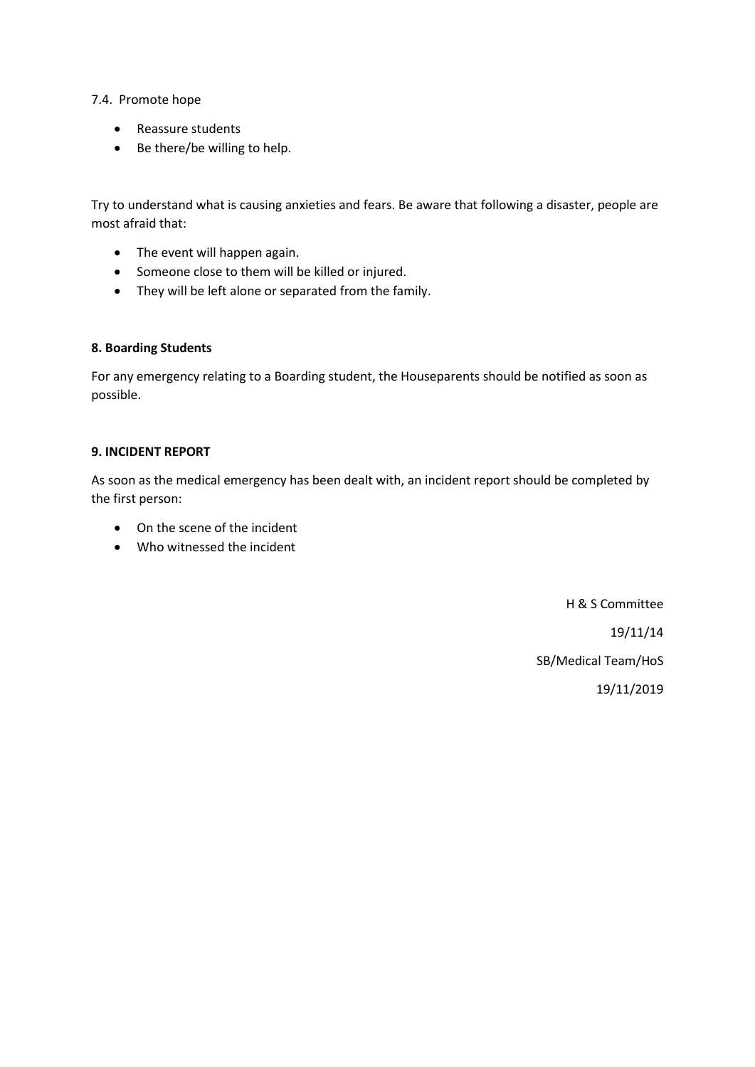7.4. Promote hope

- Reassure students
- Be there/be willing to help.

Try to understand what is causing anxieties and fears. Be aware that following a disaster, people are most afraid that:

- The event will happen again.
- Someone close to them will be killed or injured.
- They will be left alone or separated from the family.

**8. Boarding Students**

For any emergency relating to a Boarding student, the Houseparents should be notified as soon as possible.

**9. INCIDENT REPORT**

As soon as the medical emergency has been dealt with, an incident report should be completed by the first person:

- On the scene of the incident
- Who witnessed the incident

H & S Committee

19/11/14

SB/Medical Team/HoS

19/11/2019